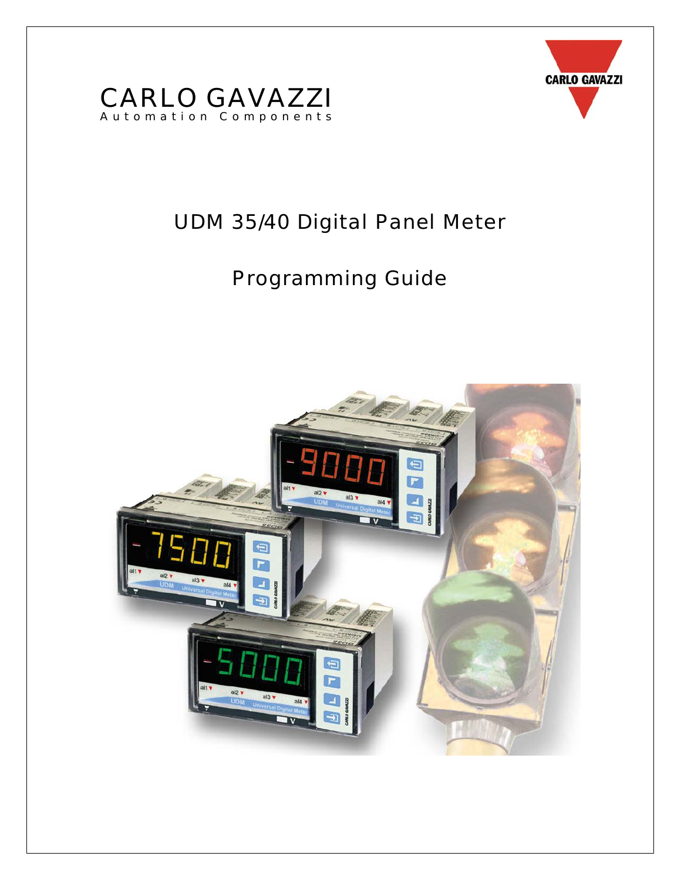CARLO GAVAZZI
Automation Components

# UDM 35/40 Digital Panel Meter

# Programming Guide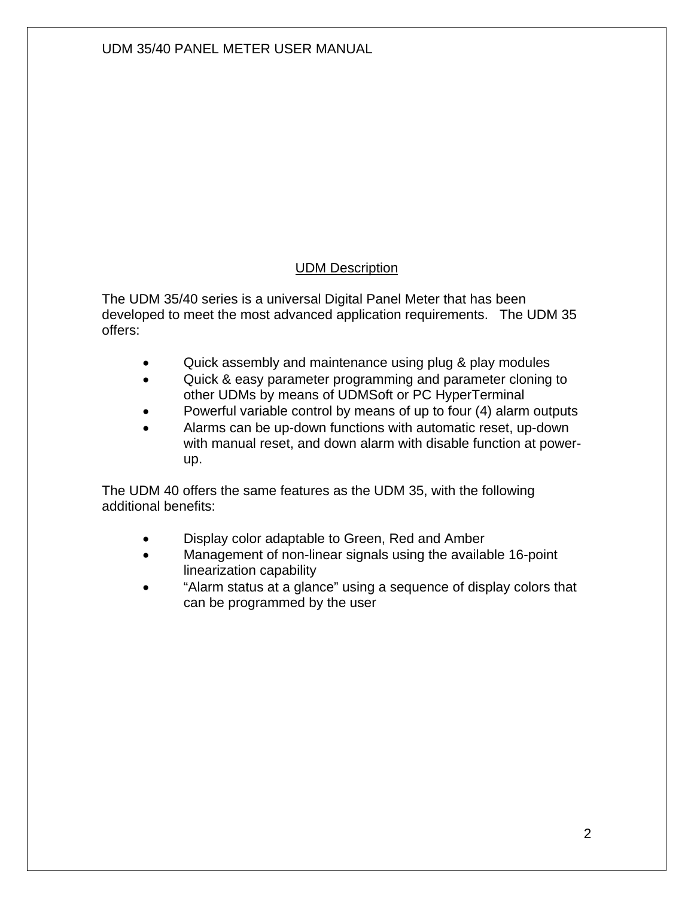## UDM Description

The UDM 35/40 series is a universal Digital Panel Meter that has been developed to meet the most advanced application requirements. The UDM 35 offers:

- Quick assembly and maintenance using plug & play modules
- Quick & easy parameter programming and parameter cloning to other UDMs by means of UDMSoft or PC HyperTerminal
- Powerful variable control by means of up to four (4) alarm outputs
- Alarms can be up-down functions with automatic reset, up-down with manual reset, and down alarm with disable function at power-up.

The UDM 40 offers the same features as the UDM 35, with the following additional benefits:

- Display color adaptable to Green, Red and Amber
- Management of non-linear signals using the available 16-point linearization capability
- "Alarm status at a glance" using a sequence of display colors that can be programmed by the user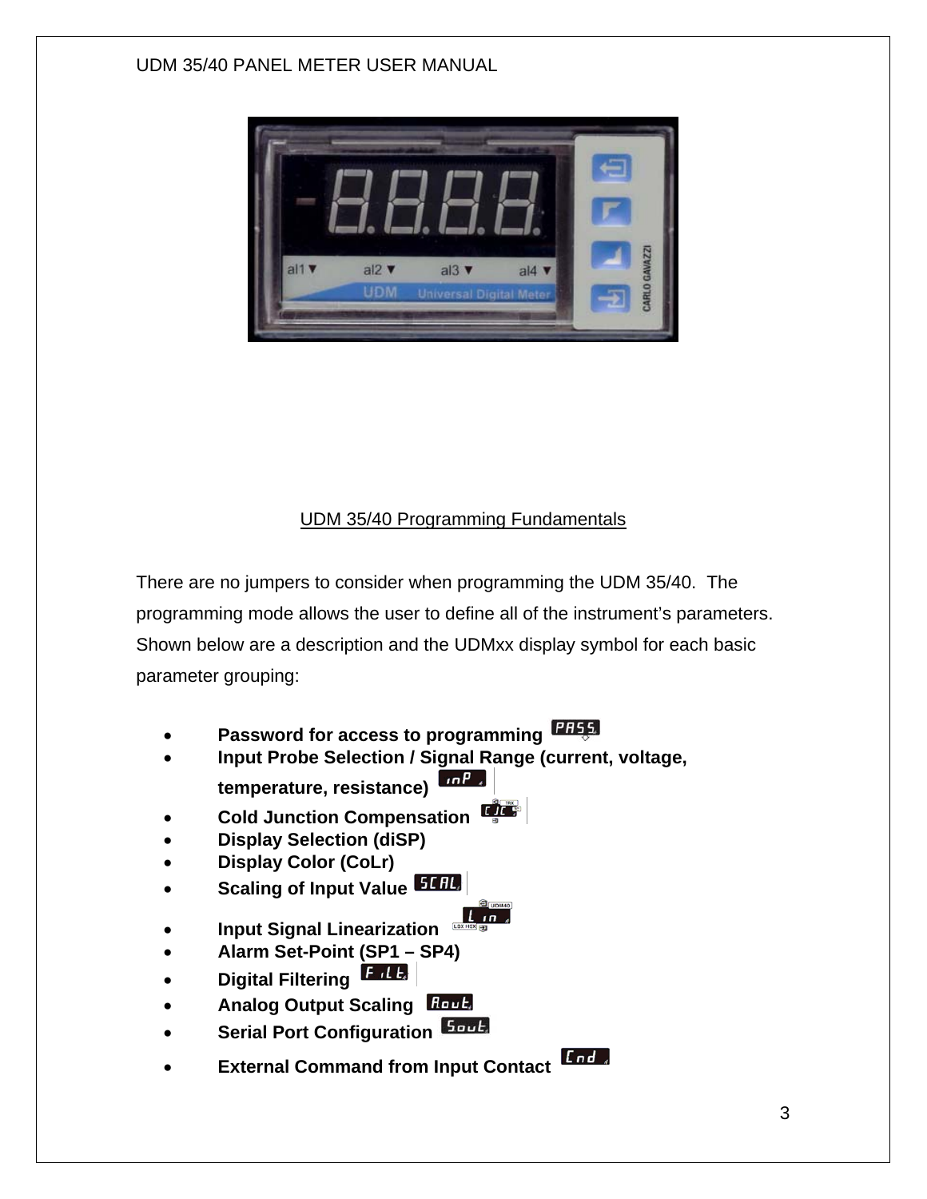## UDM 35/40 Programming Fundamentals

There are no jumpers to consider when programming the UDM 35/40. The programming mode allows the user to define all of the instrument's parameters. Shown below are a description and the UDMxx display symbol for each basic parameter grouping:

- **Password for access to programming**
- **Input Probe Selection / Signal Range (current, voltage, temperature, resistance)**
- **Cold Junction Compensation**
- **Display Selection (diSP)**
- **Display Color (CoLr)**
- **Scaling of Input Value**
- **Input Signal Linearization**
- **Alarm Set-Point (SP1 – SP4)**
- **Digital Filtering**
- **Analog Output Scaling**
- **Serial Port Configuration**
- **External Command from Input Contact**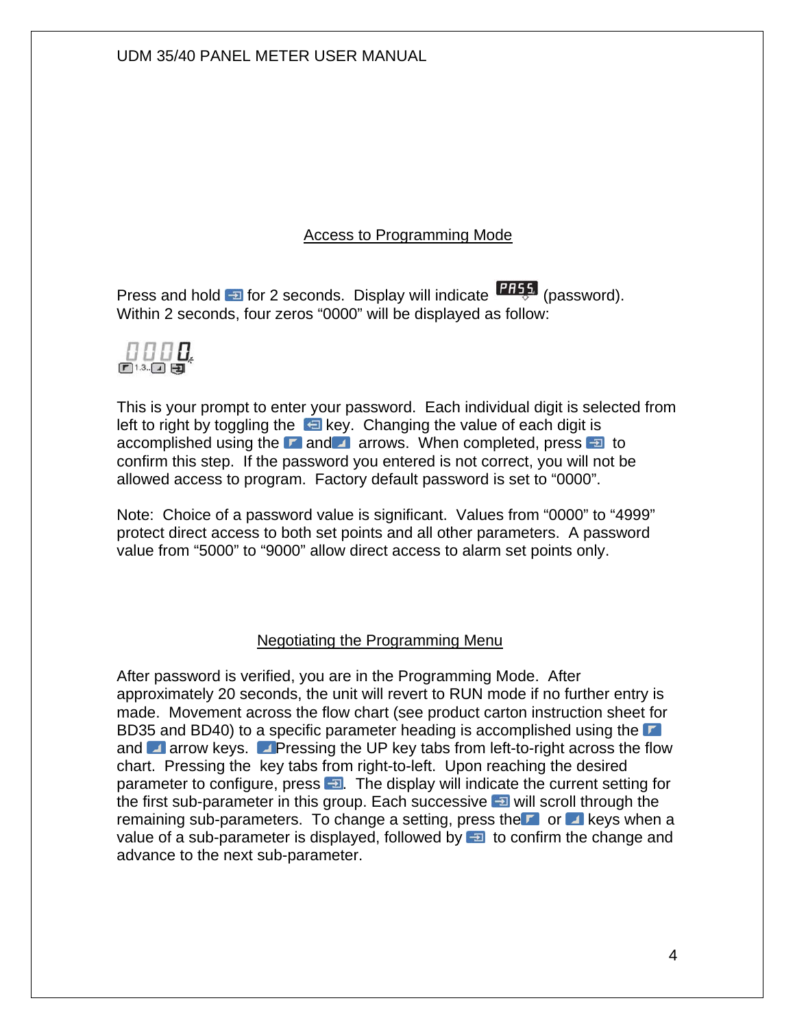## Access to Programming Mode

Press and hold for 2 seconds. Display will indicate PASS (password). Within 2 seconds, four zeros "0000" will be displayed as follow:

0000

This is your prompt to enter your password. Each individual digit is selected from left to right by toggling the key. Changing the value of each digit is accomplished using the and arrows. When completed, press to confirm this step. If the password you entered is not correct, you will not be allowed access to program. Factory default password is set to "0000".

Note: Choice of a password value is significant. Values from "0000" to "4999" protect direct access to both set points and all other parameters. A password value from "5000" to "9000" allow direct access to alarm set points only.

## Negotiating the Programming Menu

After password is verified, you are in the Programming Mode. After approximately 20 seconds, the unit will revert to RUN mode if no further entry is made. Movement across the flow chart (see product carton instruction sheet for BD35 and BD40) to a specific parameter heading is accomplished using the and arrow keys. Pressing the UP key tabs from left-to-right across the flow chart. Pressing the key tabs from right-to-left. Upon reaching the desired parameter to configure, press . The display will indicate the current setting for the first sub-parameter in this group. Each successive will scroll through the remaining sub-parameters. To change a setting, press the or keys when a value of a sub-parameter is displayed, followed by to confirm the change and advance to the next sub-parameter.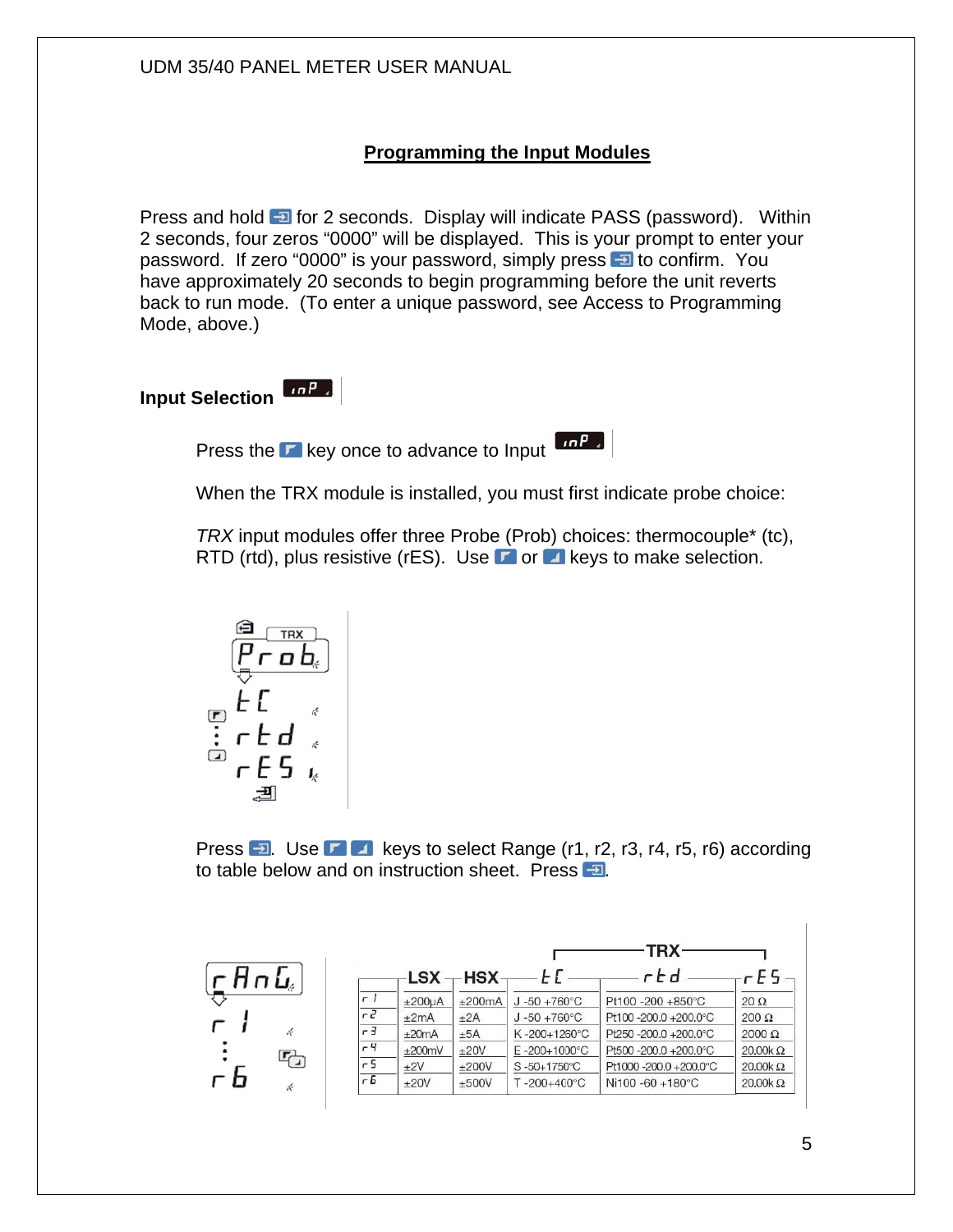## Programming the Input Modules

Press and hold [enter key] for 2 seconds. Display will indicate PASS (password). Within 2 seconds, four zeros "0000" will be displayed. This is your prompt to enter your password. If zero "0000" is your password, simply press [enter key] to confirm. You have approximately 20 seconds to begin programming before the unit reverts back to run mode. (To enter a unique password, see Access to Programming Mode, above.)

### Input Selection inP

Press the [up key] key once to advance to Input inP

When the TRX module is installed, you must first indicate probe choice:

*TRX* input modules offer three Probe (Prob) choices: thermocouple* (tc), RTD (rtd), plus resistive (rES). Use [up key] or [down key] keys to make selection.

TRX
Prob
tC
rtd
rES

Press [enter key]. Use [up key] [down key] keys to select Range (r1, r2, r3, r4, r5, r6) according to table below and on instruction sheet. Press [enter key].

rAnG
r1
⋮
r6

| | LSX | HSX | TRX tC | TRX rtd | TRX rES |
|---|---|---|---|---|---|
| r1 | ±200µA | ±200mA | J -50 +760°C | Pt100 -200 +850°C | 20 Ω |
| r2 | ±2mA | ±2A | J -50 +760°C | Pt100 -200.0 +200.0°C | 200 Ω |
| r3 | ±20mA | ±5A | K -200+1260°C | Pt250 -200.0 +200.0°C | 2000 Ω |
| r4 | ±200mV | ±20V | E -200+1000°C | Pt500 -200.0 +200.0°C | 20.00k Ω |
| r5 | ±2V | ±200V | S -50+1750°C | Pt1000 -200.0 +200.0°C | 20.00k Ω |
| r6 | ±20V | ±500V | T -200+400°C | Ni100 -60 +180°C | 20.00k Ω |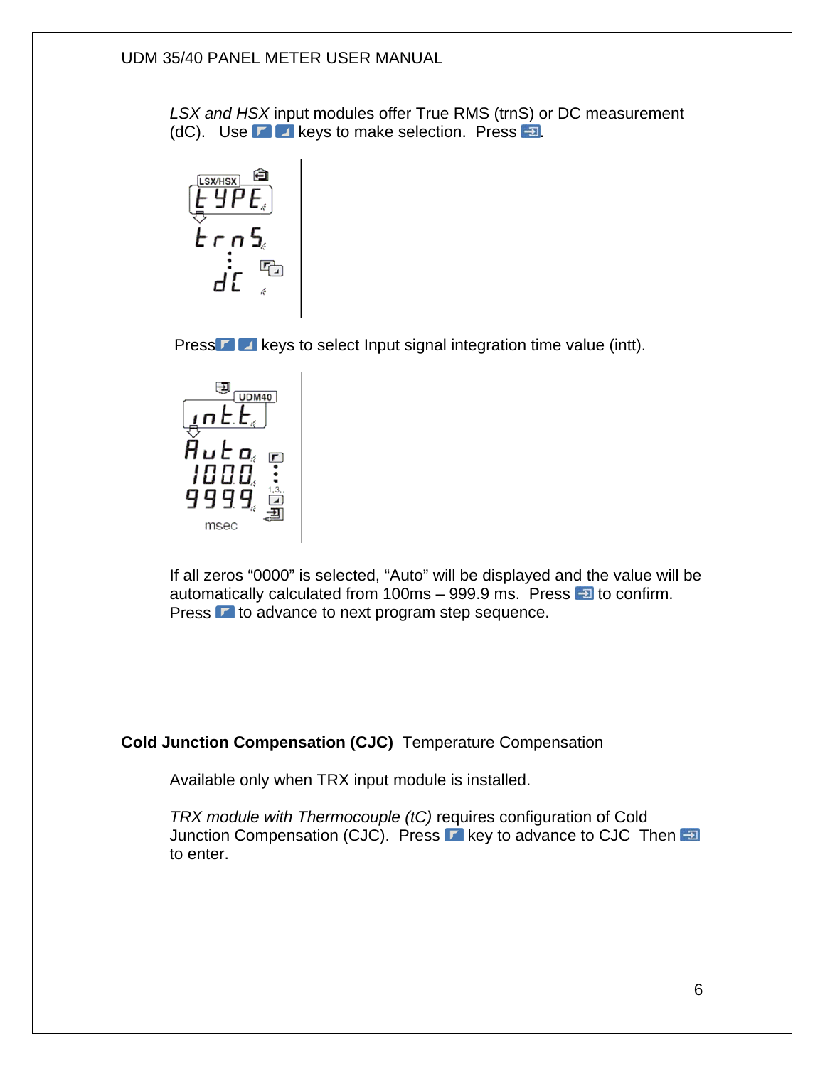*LSX and HSX* input modules offer True RMS (trnS) or DC measurement (dC). Use keys to make selection. Press .

Press keys to select Input signal integration time value (intt).

If all zeros "0000" is selected, "Auto" will be displayed and the value will be automatically calculated from 100ms – 999.9 ms. Press to confirm. Press to advance to next program step sequence.

**Cold Junction Compensation (CJC)** Temperature Compensation

Available only when TRX input module is installed.

*TRX module with Thermocouple (tC)* requires configuration of Cold Junction Compensation (CJC). Press key to advance to CJC Then to enter.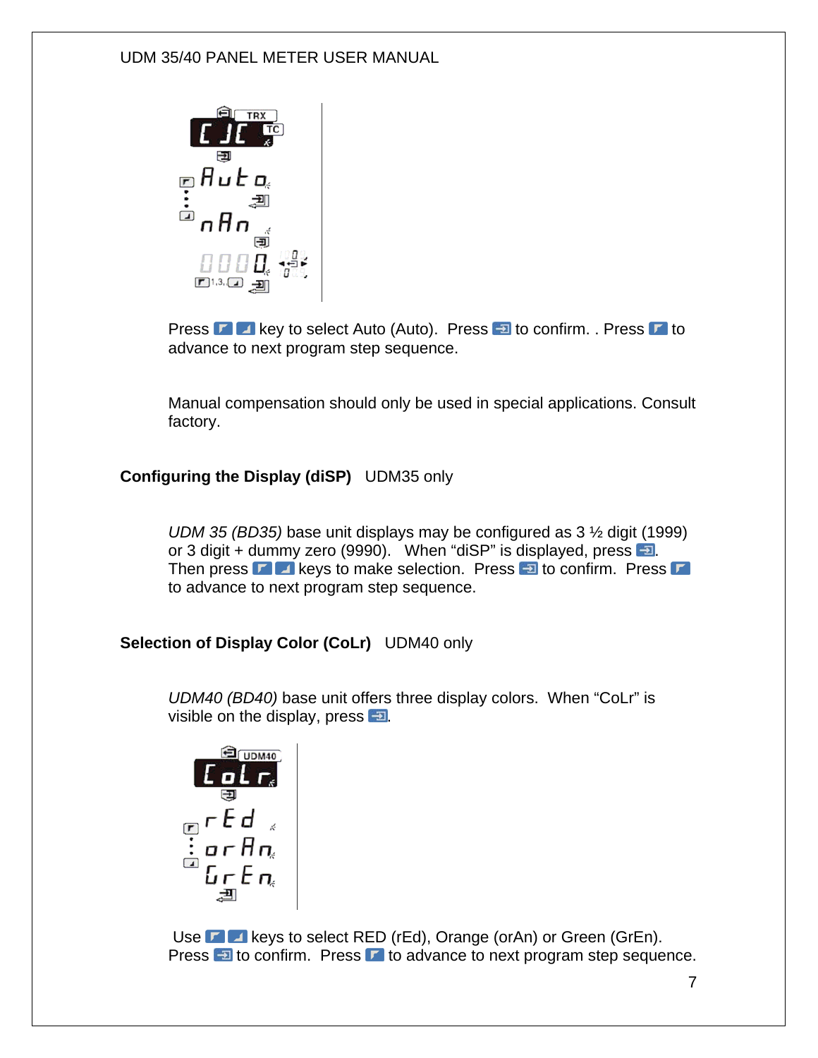Press key to select Auto (Auto). Press to confirm. . Press to advance to next program step sequence.

Manual compensation should only be used in special applications. Consult factory.

**Configuring the Display (diSP)** UDM35 only

*UDM 35 (BD35)* base unit displays may be configured as 3 ½ digit (1999) or 3 digit + dummy zero (9990). When “diSP” is displayed, press . Then press keys to make selection. Press to confirm. Press to advance to next program step sequence.

**Selection of Display Color (CoLr)** UDM40 only

*UDM40 (BD40)* base unit offers three display colors. When “CoLr” is visible on the display, press .

Use keys to select RED (rEd), Orange (orAn) or Green (GrEn). Press to confirm. Press to advance to next program step sequence.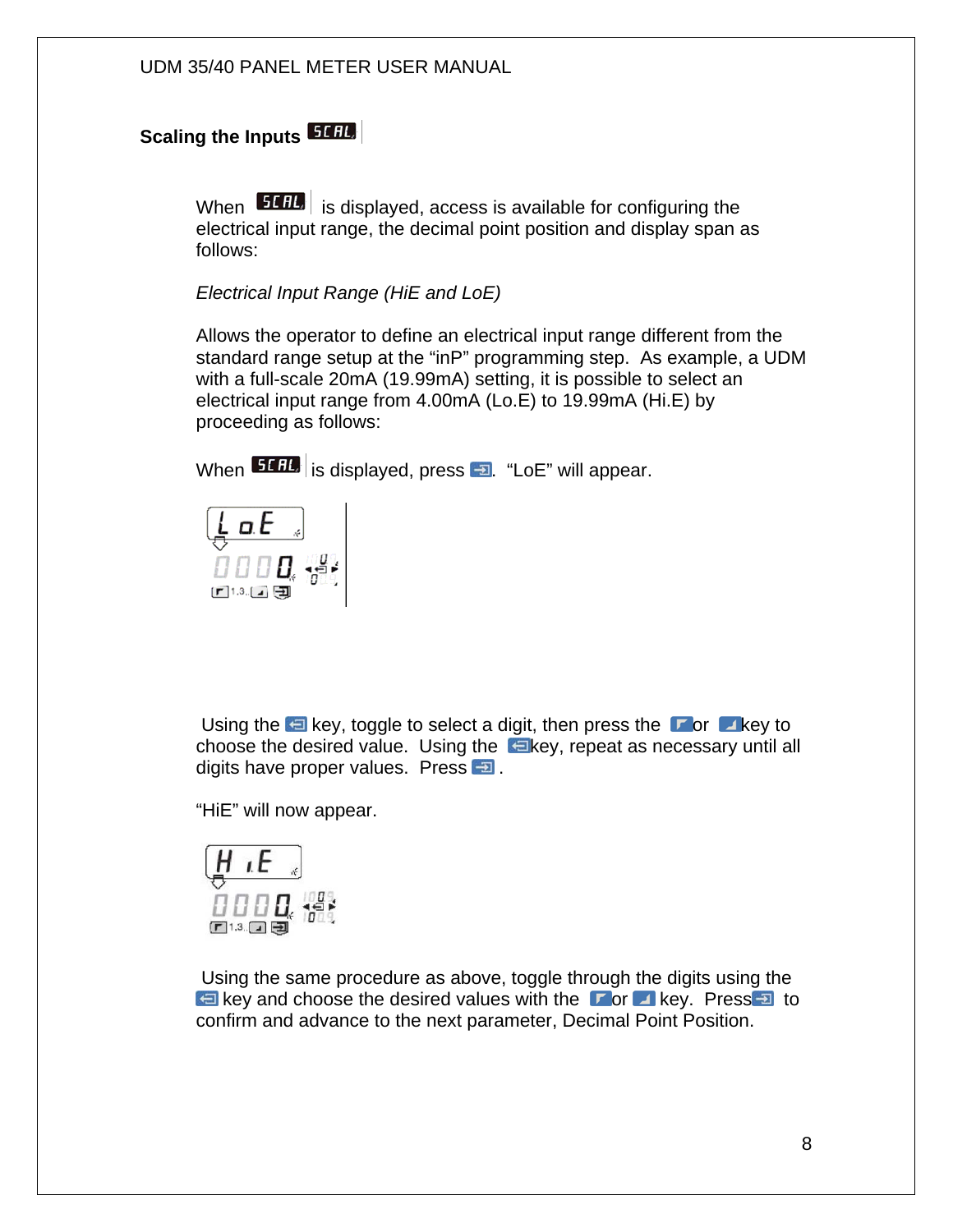## Scaling the Inputs SCAL

When SCAL is displayed, access is available for configuring the electrical input range, the decimal point position and display span as follows:

*Electrical Input Range (HiE and LoE)*

Allows the operator to define an electrical input range different from the standard range setup at the "inP" programming step. As example, a UDM with a full-scale 20mA (19.99mA) setting, it is possible to select an electrical input range from 4.00mA (Lo.E) to 19.99mA (Hi.E) by proceeding as follows:

When SCAL is displayed, press . "LoE" will appear.

Using the key, toggle to select a digit, then press the or key to choose the desired value. Using the key, repeat as necessary until all digits have proper values. Press .

"HiE" will now appear.

Using the same procedure as above, toggle through the digits using the key and choose the desired values with the or key. Press to confirm and advance to the next parameter, Decimal Point Position.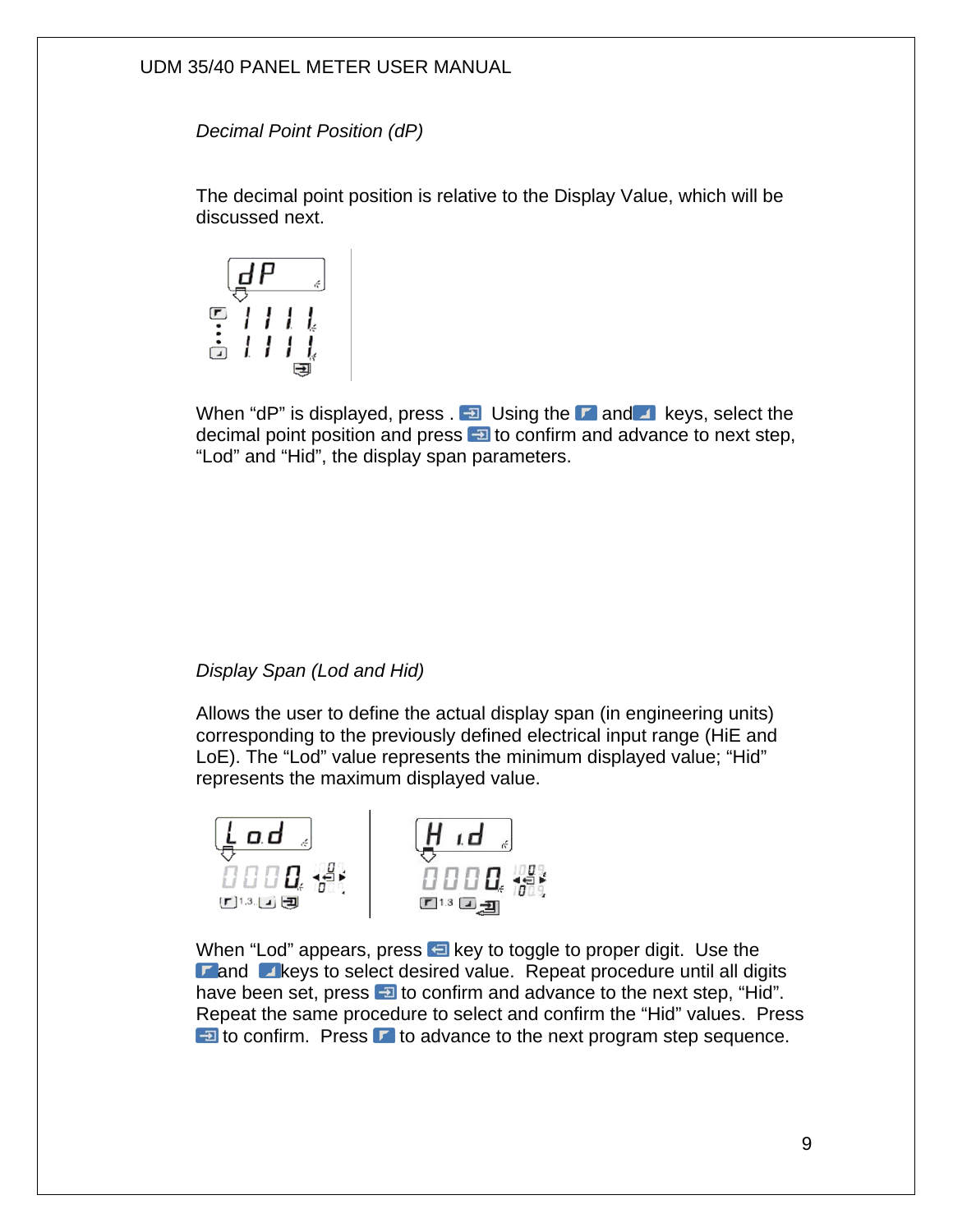### *Decimal Point Position (dP)*

The decimal point position is relative to the Display Value, which will be discussed next.

When "dP" is displayed, press . Using the and keys, select the decimal point position and press to confirm and advance to next step, "Lod" and "Hid", the display span parameters.

### *Display Span (Lod and Hid)*

Allows the user to define the actual display span (in engineering units) corresponding to the previously defined electrical input range (HiE and LoE). The "Lod" value represents the minimum displayed value; "Hid" represents the maximum displayed value.

When "Lod" appears, press key to toggle to proper digit. Use the and keys to select desired value. Repeat procedure until all digits have been set, press to confirm and advance to the next step, "Hid". Repeat the same procedure to select and confirm the "Hid" values. Press to confirm. Press to advance to the next program step sequence.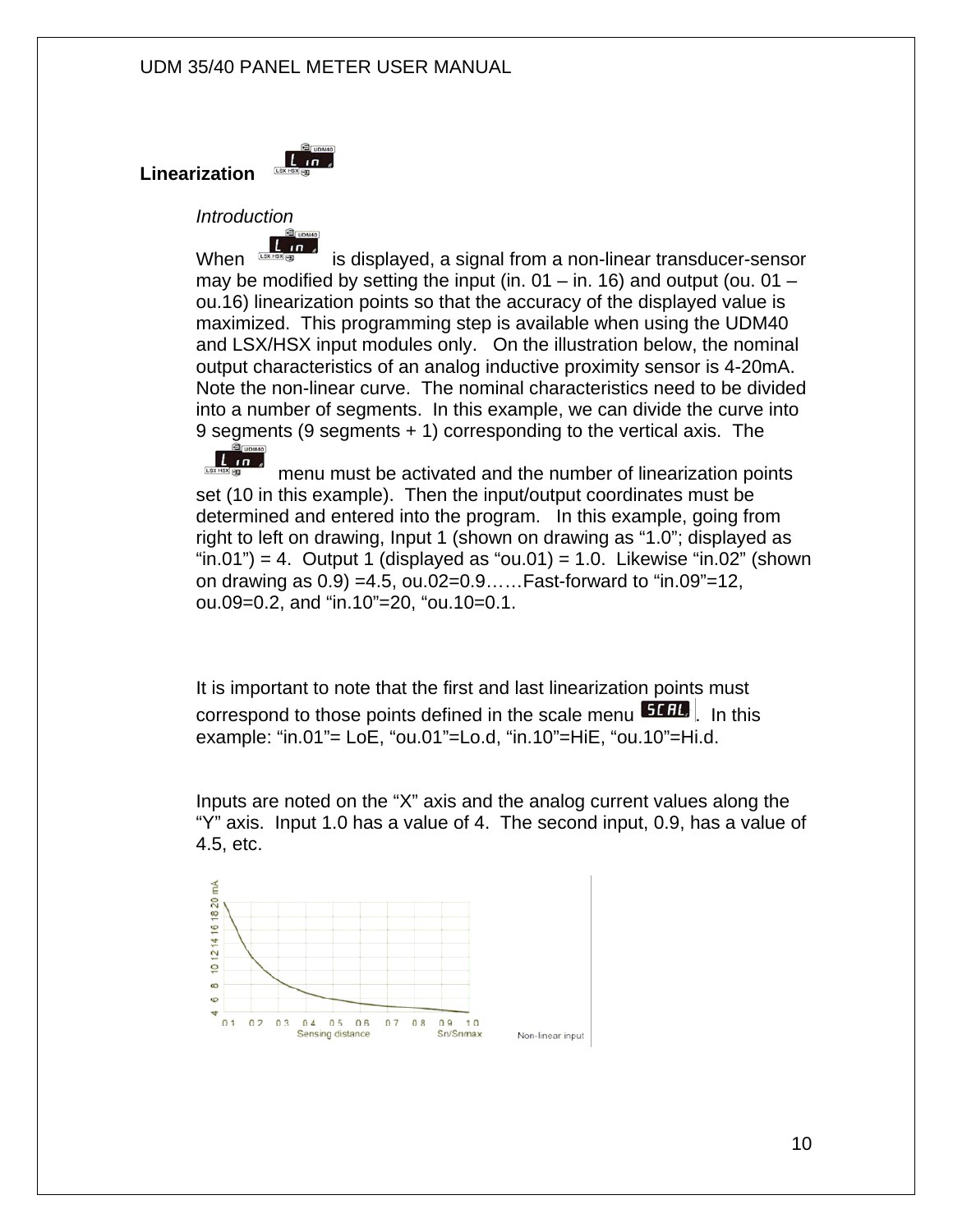**Linearization**

*Introduction*

When is displayed, a signal from a non-linear transducer-sensor may be modified by setting the input (in. 01 – in. 16) and output (ou. 01 – ou.16) linearization points so that the accuracy of the displayed value is maximized. This programming step is available when using the UDM40 and LSX/HSX input modules only. On the illustration below, the nominal output characteristics of an analog inductive proximity sensor is 4-20mA. Note the non-linear curve. The nominal characteristics need to be divided into a number of segments. In this example, we can divide the curve into 9 segments (9 segments + 1) corresponding to the vertical axis. The menu must be activated and the number of linearization points set (10 in this example). Then the input/output coordinates must be determined and entered into the program. In this example, going from right to left on drawing, Input 1 (shown on drawing as "1.0"; displayed as "in.01") = 4. Output 1 (displayed as "ou.01) = 1.0. Likewise "in.02" (shown on drawing as 0.9) =4.5, ou.02=0.9……Fast-forward to "in.09"=12, ou.09=0.2, and "in.10"=20, "ou.10=0.1.

It is important to note that the first and last linearization points must correspond to those points defined in the scale menu. In this example: "in.01"= LoE, "ou.01"=Lo.d, "in.10"=HiE, "ou.10"=Hi.d.

Inputs are noted on the "X" axis and the analog current values along the "Y" axis. Input 1.0 has a value of 4. The second input, 0.9, has a value of 4.5, etc.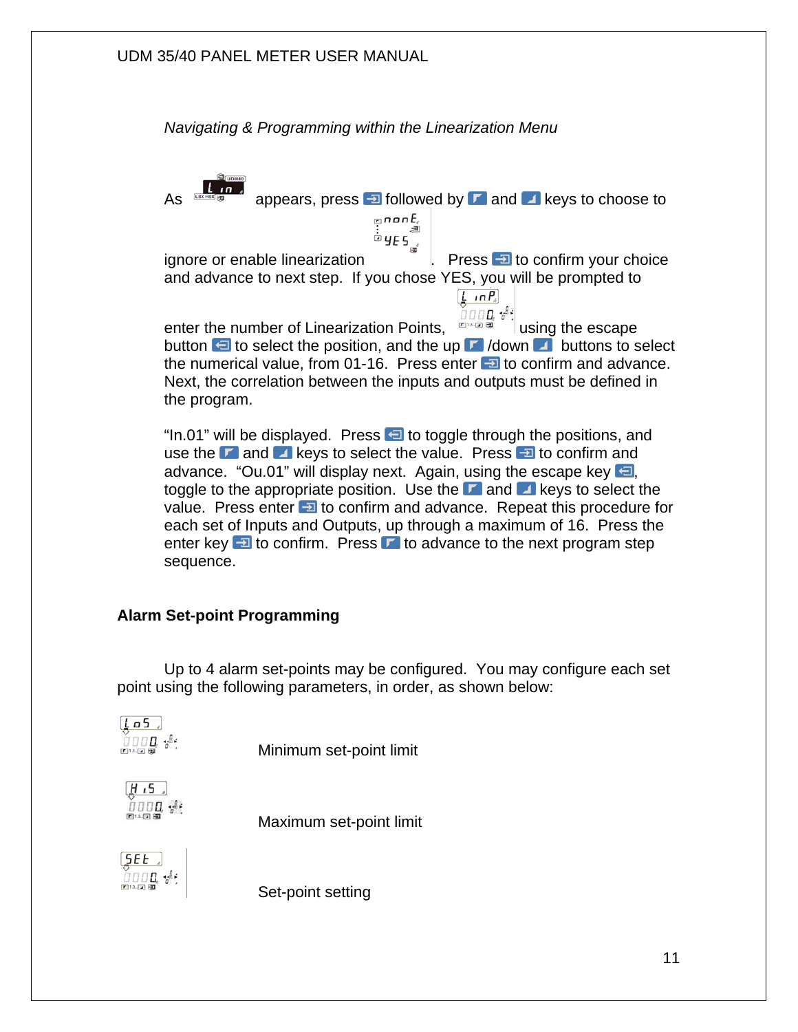*Navigating & Programming within the Linearization Menu*

As appears, press followed by and keys to choose to ignore or enable linearization . Press to confirm your choice and advance to next step. If you chose YES, you will be prompted to enter the number of Linearization Points, using the escape button to select the position, and the up /down buttons to select the numerical value, from 01-16. Press enter to confirm and advance. Next, the correlation between the inputs and outputs must be defined in the program.

“In.01” will be displayed. Press to toggle through the positions, and use the and keys to select the value. Press to confirm and advance. “Ou.01” will display next. Again, using the escape key , toggle to the appropriate position. Use the and keys to select the value. Press enter to confirm and advance. Repeat this procedure for each set of Inputs and Outputs, up through a maximum of 16. Press the enter key to confirm. Press to advance to the next program step sequence.

**Alarm Set-point Programming**

Up to 4 alarm set-points may be configured. You may configure each set point using the following parameters, in order, as shown below:

Minimum set-point limit

Maximum set-point limit

Set-point setting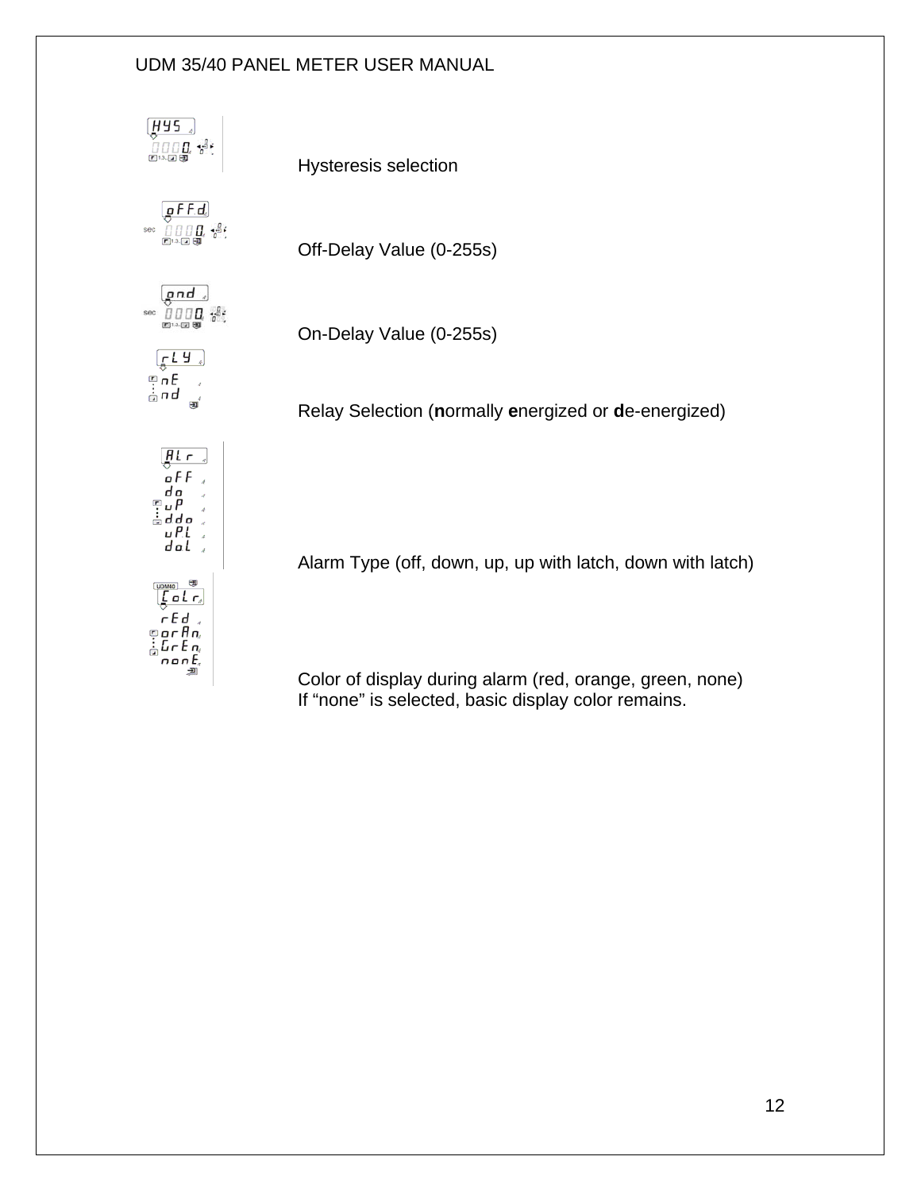Hysteresis selection

Off-Delay Value (0-255s)

On-Delay Value (0-255s)

Relay Selection (**n**ormally **e**nergized or **d**e-energized)

Alarm Type (off, down, up, up with latch, down with latch)

Color of display during alarm (red, orange, green, none)
If “none” is selected, basic display color remains.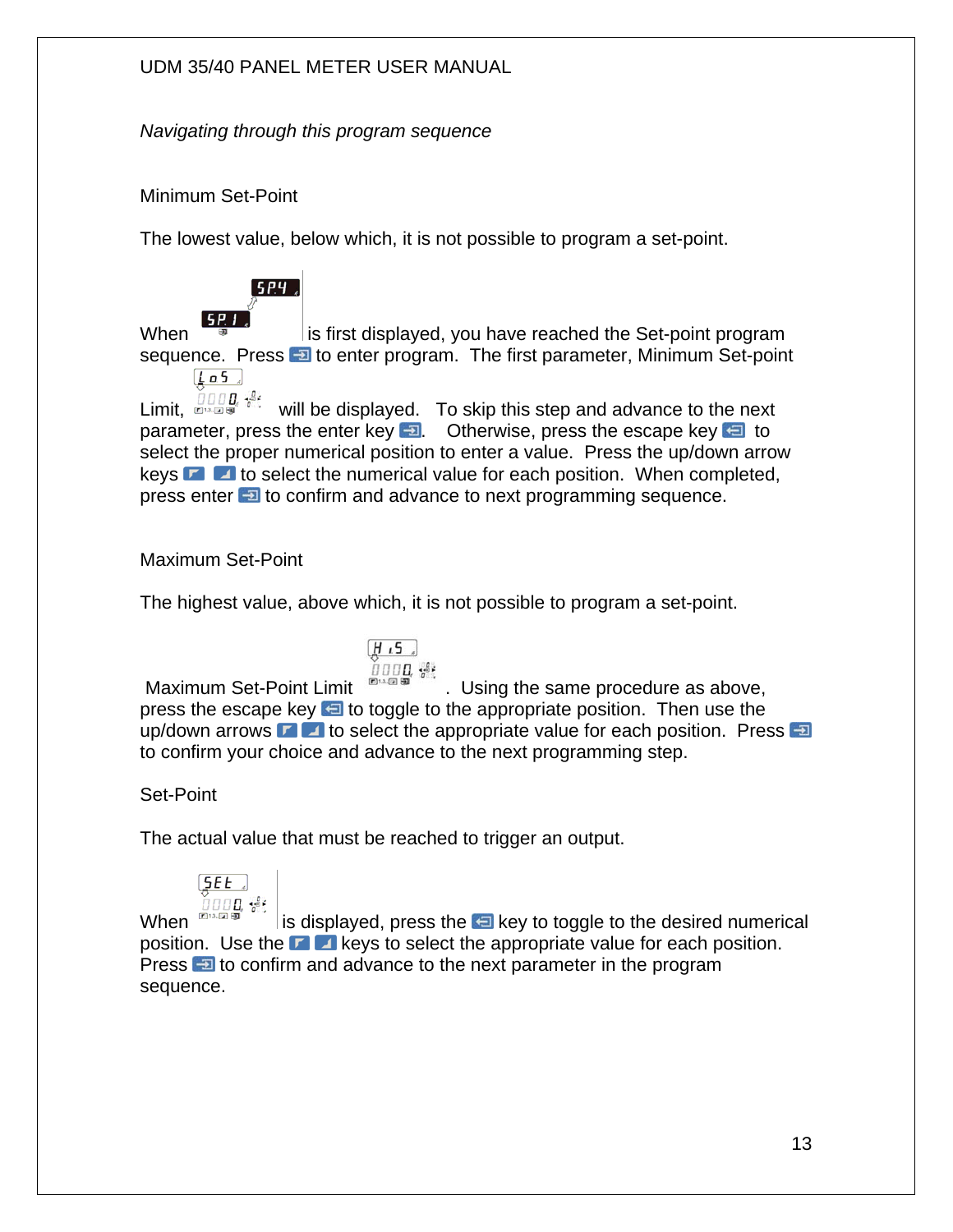*Navigating through this program sequence*

Minimum Set-Point

The lowest value, below which, it is not possible to program a set-point.

When is first displayed, you have reached the Set-point program sequence. Press to enter program. The first parameter, Minimum Set-point Limit, will be displayed. To skip this step and advance to the next parameter, press the enter key . Otherwise, press the escape key to select the proper numerical position to enter a value. Press the up/down arrow keys to select the numerical value for each position. When completed, press enter to confirm and advance to next programming sequence.

Maximum Set-Point

The highest value, above which, it is not possible to program a set-point.

Maximum Set-Point Limit . Using the same procedure as above, press the escape key to toggle to the appropriate position. Then use the up/down arrows to select the appropriate value for each position. Press to confirm your choice and advance to the next programming step.

Set-Point

The actual value that must be reached to trigger an output.

When is displayed, press the key to toggle to the desired numerical position. Use the keys to select the appropriate value for each position. Press to confirm and advance to the next parameter in the program sequence.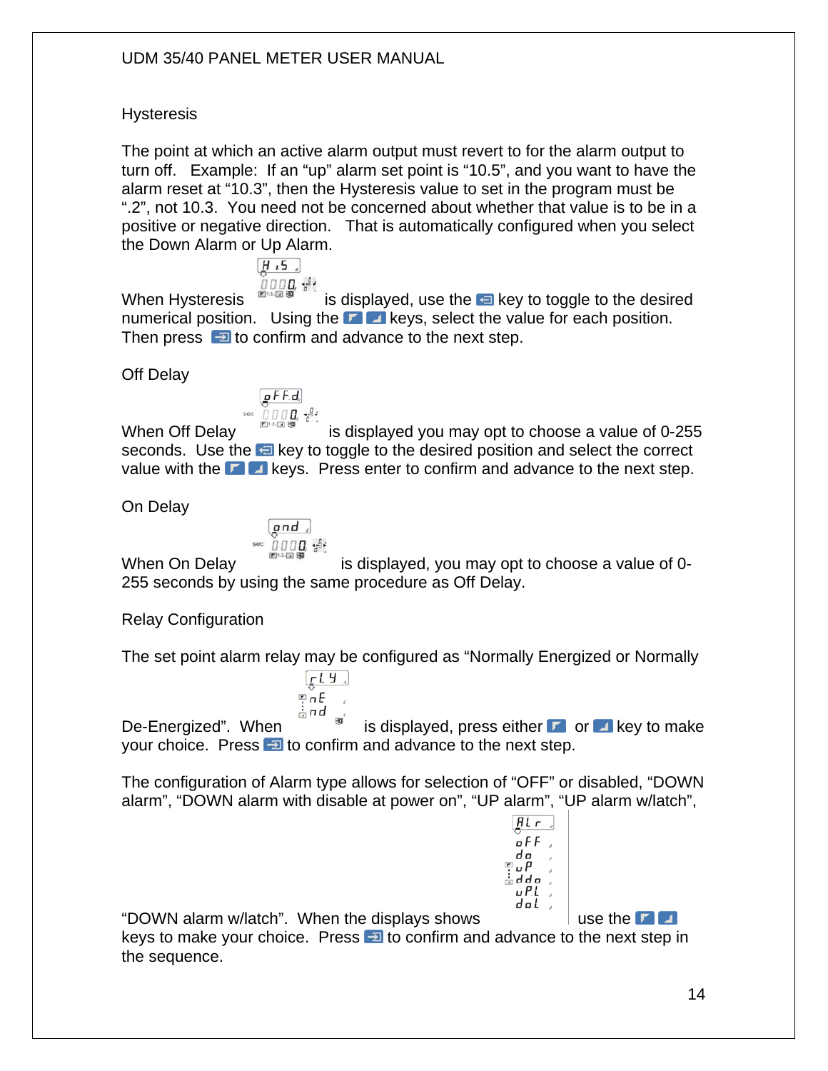Hysteresis

The point at which an active alarm output must revert to for the alarm output to turn off. Example: If an "up" alarm set point is "10.5", and you want to have the alarm reset at "10.3", then the Hysteresis value to set in the program must be ".2", not 10.3. You need not be concerned about whether that value is to be in a positive or negative direction. That is automatically configured when you select the Down Alarm or Up Alarm.

When Hysteresis is displayed, use the key to toggle to the desired numerical position. Using the keys, select the value for each position. Then press to confirm and advance to the next step.

Off Delay

When Off Delay is displayed you may opt to choose a value of 0-255 seconds. Use the key to toggle to the desired position and select the correct value with the keys. Press enter to confirm and advance to the next step.

On Delay

When On Delay is displayed, you may opt to choose a value of 0-255 seconds by using the same procedure as Off Delay.

Relay Configuration

The set point alarm relay may be configured as "Normally Energized or Normally De-Energized". When is displayed, press either or key to make your choice. Press to confirm and advance to the next step.

The configuration of Alarm type allows for selection of "OFF" or disabled, "DOWN alarm", "DOWN alarm with disable at power on", "UP alarm", "UP alarm w/latch", "DOWN alarm w/latch". When the displays shows use the keys to make your choice. Press to confirm and advance to the next step in the sequence.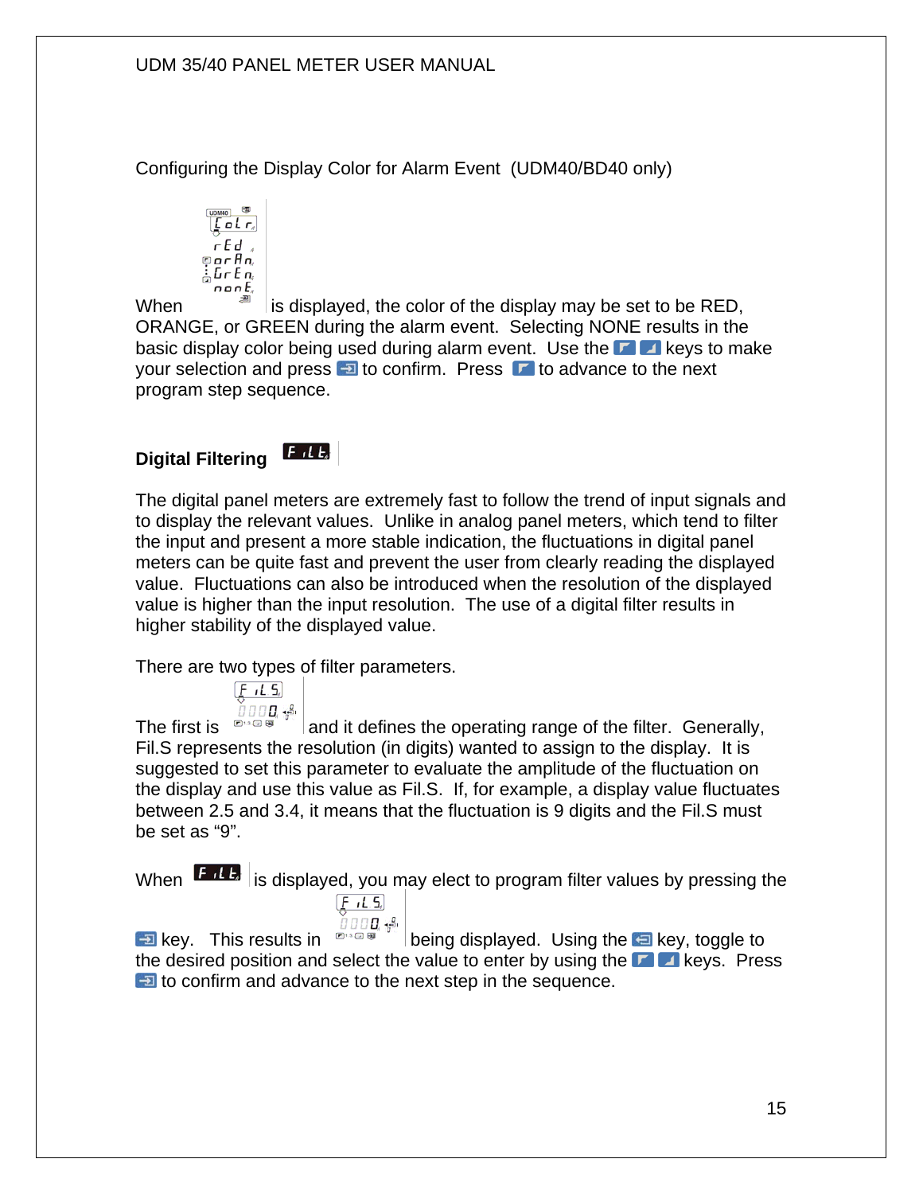Configuring the Display Color for Alarm Event (UDM40/BD40 only)

When is displayed, the color of the display may be set to be RED, ORANGE, or GREEN during the alarm event. Selecting NONE results in the basic display color being used during alarm event. Use the keys to make your selection and press to confirm. Press to advance to the next program step sequence.

**Digital Filtering**

The digital panel meters are extremely fast to follow the trend of input signals and to display the relevant values. Unlike in analog panel meters, which tend to filter the input and present a more stable indication, the fluctuations in digital panel meters can be quite fast and prevent the user from clearly reading the displayed value. Fluctuations can also be introduced when the resolution of the displayed value is higher than the input resolution. The use of a digital filter results in higher stability of the displayed value.

There are two types of filter parameters.

The first is and it defines the operating range of the filter. Generally, Fil.S represents the resolution (in digits) wanted to assign to the display. It is suggested to set this parameter to evaluate the amplitude of the fluctuation on the display and use this value as Fil.S. If, for example, a display value fluctuates between 2.5 and 3.4, it means that the fluctuation is 9 digits and the Fil.S must be set as "9".

When is displayed, you may elect to program filter values by pressing the key. This results in being displayed. Using the key, toggle to the desired position and select the value to enter by using the keys. Press to confirm and advance to the next step in the sequence.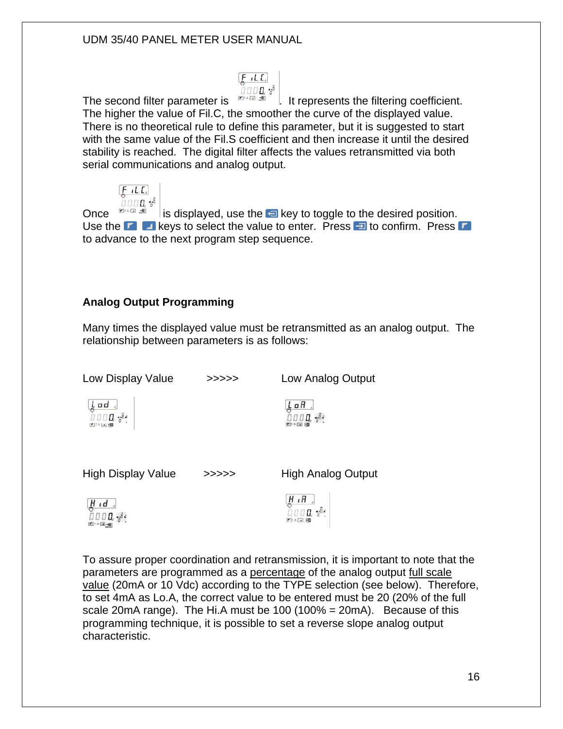The second filter parameter is . It represents the filtering coefficient. The higher the value of Fil.C, the smoother the curve of the displayed value. There is no theoretical rule to define this parameter, but it is suggested to start with the same value of the Fil.S coefficient and then increase it until the desired stability is reached. The digital filter affects the values retransmitted via both serial communications and analog output.

Once is displayed, use the key to toggle to the desired position. Use the keys to select the value to enter. Press to confirm. Press to advance to the next program step sequence.

## Analog Output Programming

Many times the displayed value must be retransmitted as an analog output. The relationship between parameters is as follows:

Low Display Value >>>>> Low Analog Output

High Display Value >>>>> High Analog Output

To assure proper coordination and retransmission, it is important to note that the parameters are programmed as a percentage of the analog output full scale value (20mA or 10 Vdc) according to the TYPE selection (see below). Therefore, to set 4mA as Lo.A, the correct value to be entered must be 20 (20% of the full scale 20mA range). The Hi.A must be 100 (100% = 20mA). Because of this programming technique, it is possible to set a reverse slope analog output characteristic.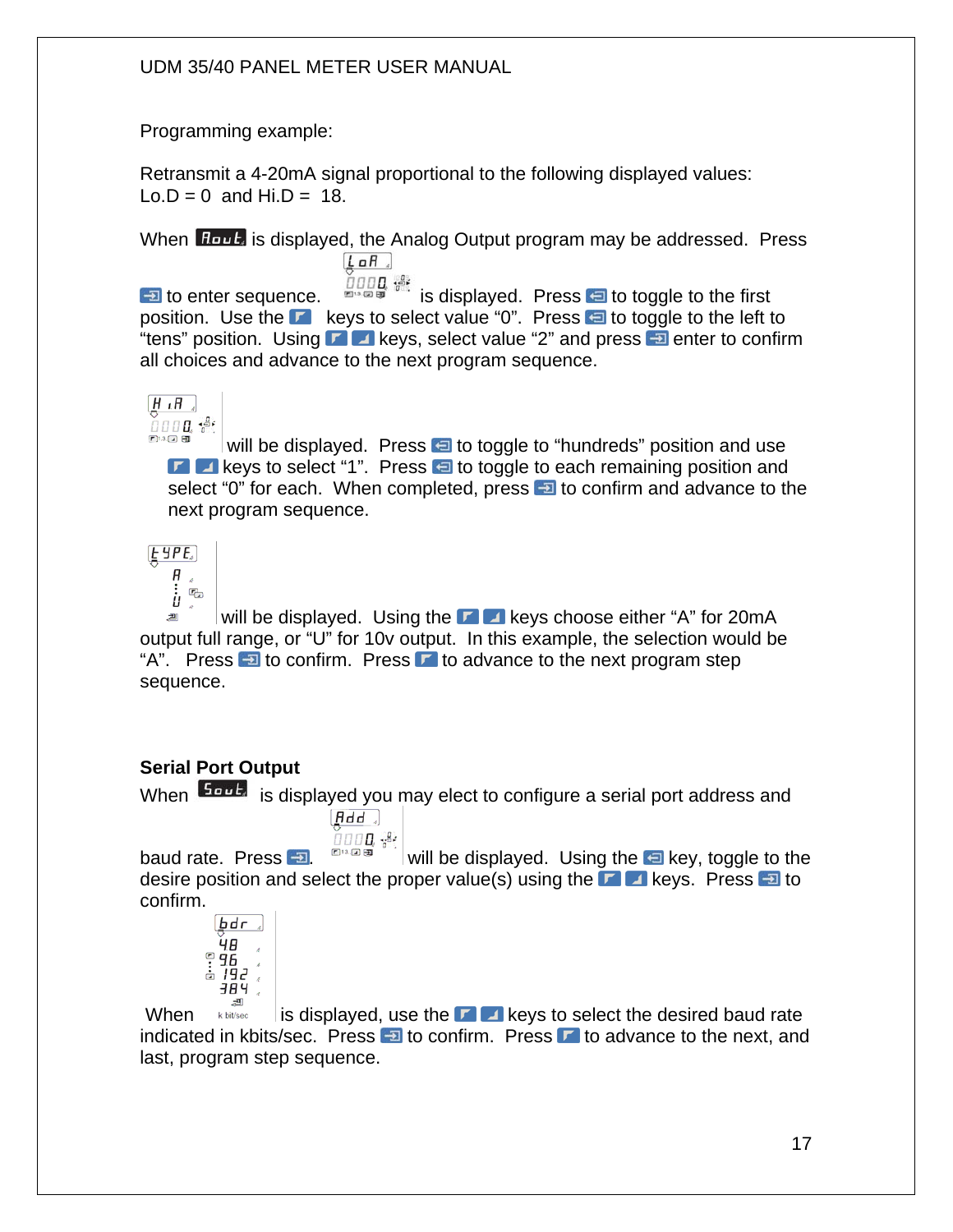Programming example:

Retransmit a 4-20mA signal proportional to the following displayed values:
Lo.D = 0 and Hi.D = 18.

When AouT is displayed, the Analog Output program may be addressed. Press to enter sequence. LoA 0000 is displayed. Press to toggle to the first position. Use the keys to select value "0". Press to toggle to the left to "tens" position. Using keys, select value "2" and press enter to confirm all choices and advance to the next program sequence.

HiA 0000 will be displayed. Press to toggle to "hundreds" position and use keys to select "1". Press to toggle to each remaining position and select "0" for each. When completed, press to confirm and advance to the next program sequence.

TYPE A U will be displayed. Using the keys choose either "A" for 20mA output full range, or "U" for 10v output. In this example, the selection would be "A". Press to confirm. Press to advance to the next program step sequence.

**Serial Port Output**

When Sout is displayed you may elect to configure a serial port address and baud rate. Press . Add 0000 will be displayed. Using the key, toggle to the desire position and select the proper value(s) using the keys. Press to confirm.

When bdr 48 96 192 384 k bit/sec is displayed, use the keys to select the desired baud rate indicated in kbits/sec. Press to confirm. Press to advance to the next, and last, program step sequence.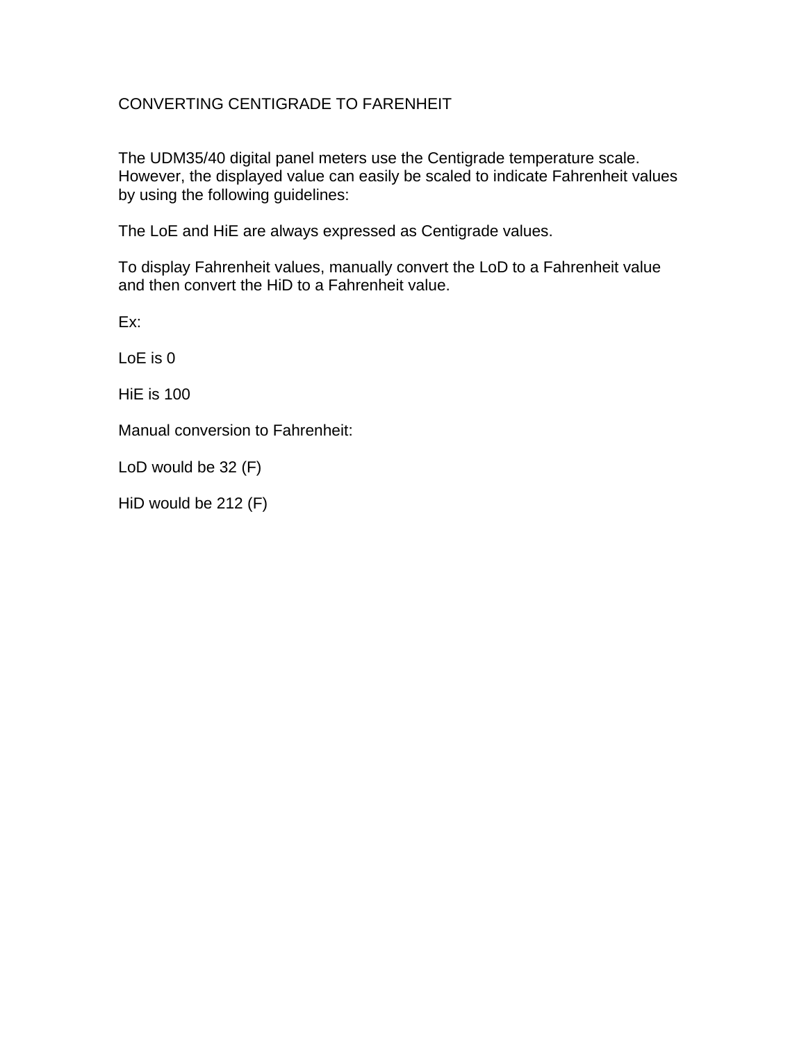# CONVERTING CENTIGRADE TO FARENHEIT

The UDM35/40 digital panel meters use the Centigrade temperature scale. However, the displayed value can easily be scaled to indicate Fahrenheit values by using the following guidelines:

The LoE and HiE are always expressed as Centigrade values.

To display Fahrenheit values, manually convert the LoD to a Fahrenheit value and then convert the HiD to a Fahrenheit value.

Ex:

LoE is 0

HiE is 100

Manual conversion to Fahrenheit:

LoD would be 32 (F)

HiD would be 212 (F)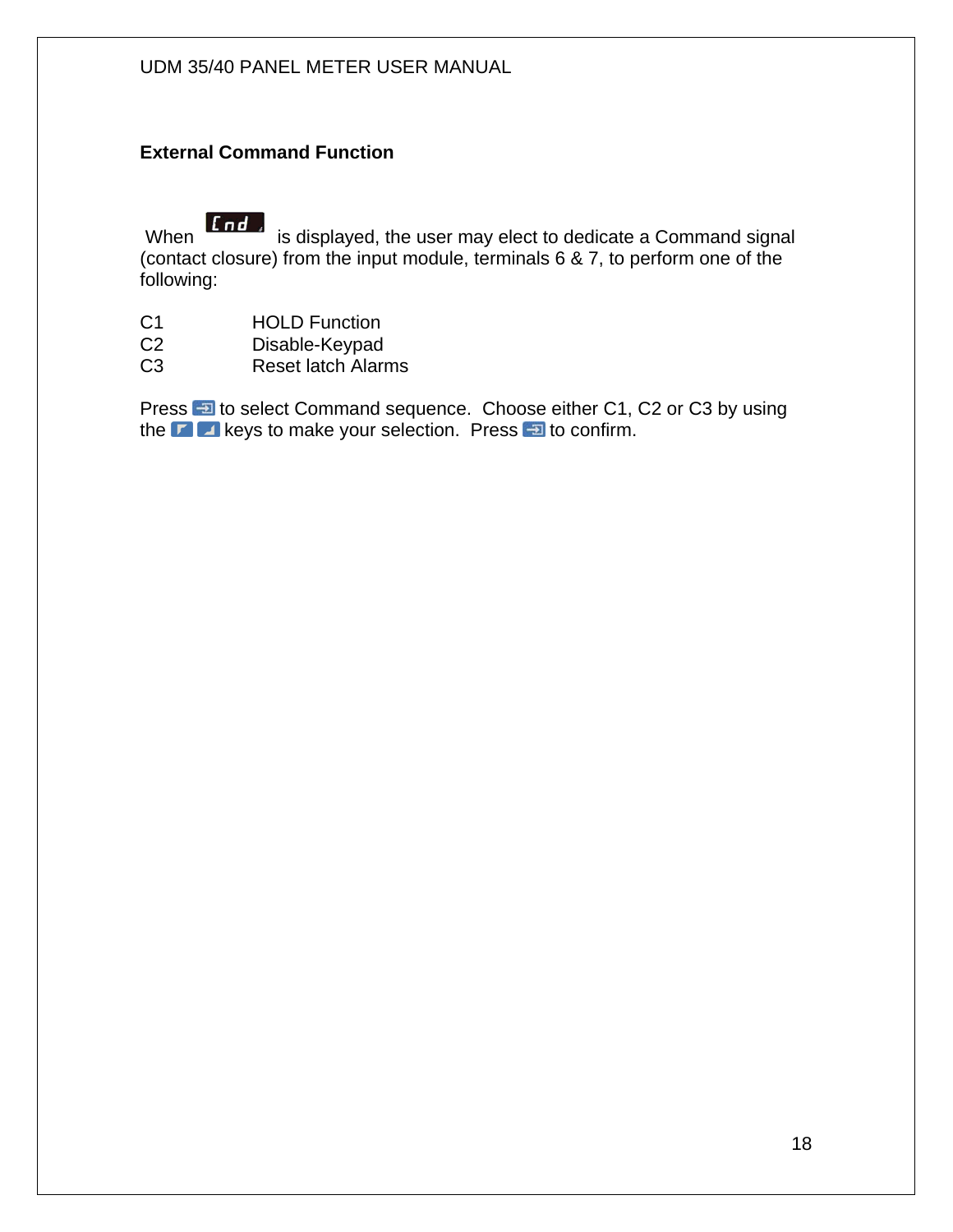## External Command Function

When Cnd is displayed, the user may elect to dedicate a Command signal (contact closure) from the input module, terminals 6 & 7, to perform one of the following:

| | |
|---|---|
| C1 | HOLD Function |
| C2 | Disable-Keypad |
| C3 | Reset latch Alarms |

Press to select Command sequence. Choose either C1, C2 or C3 by using the keys to make your selection. Press to confirm.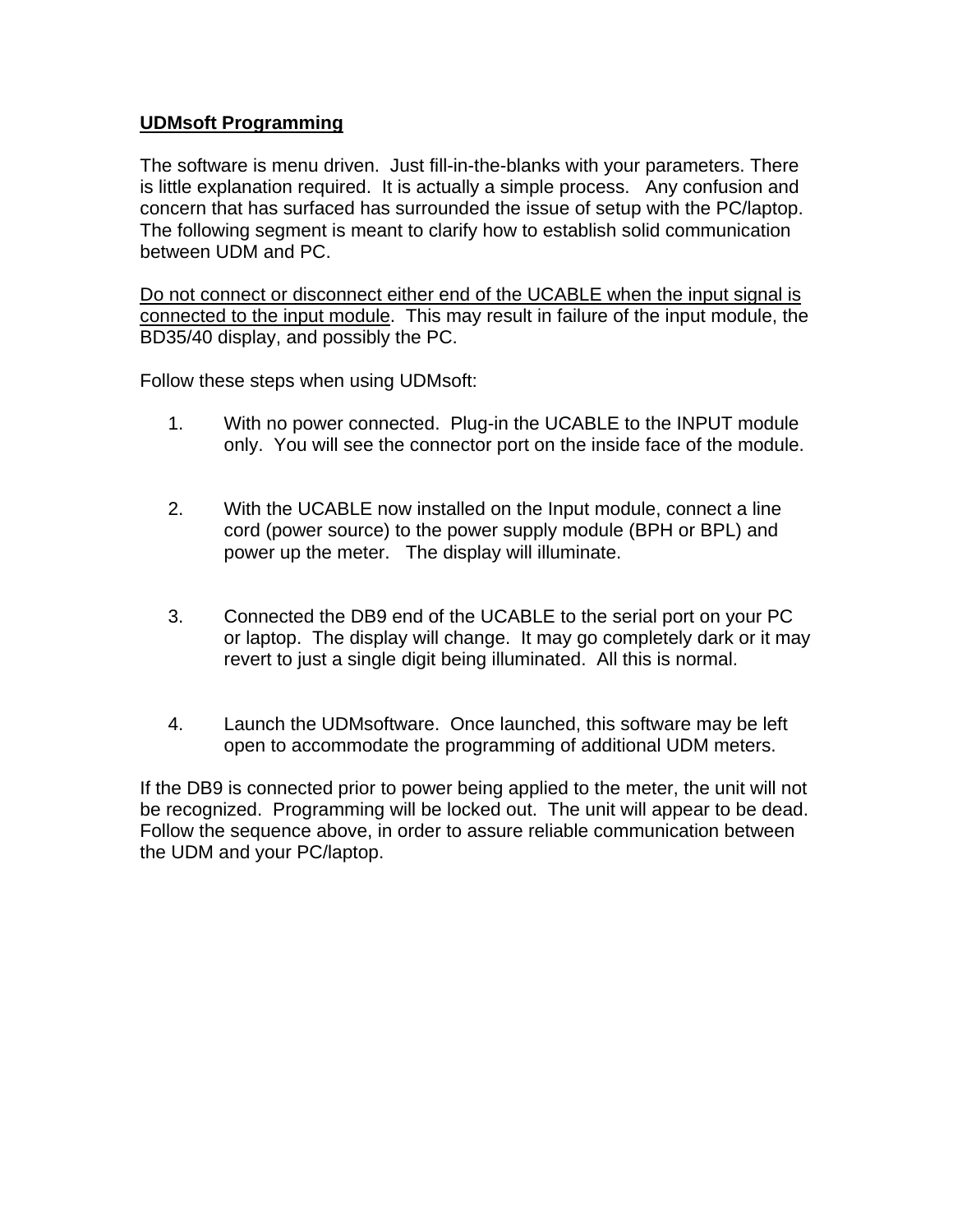## UDMsoft Programming

The software is menu driven. Just fill-in-the-blanks with your parameters. There is little explanation required. It is actually a simple process. Any confusion and concern that has surfaced has surrounded the issue of setup with the PC/laptop. The following segment is meant to clarify how to establish solid communication between UDM and PC.

Do not connect or disconnect either end of the UCABLE when the input signal is connected to the input module. This may result in failure of the input module, the BD35/40 display, and possibly the PC.

Follow these steps when using UDMsoft:

1. With no power connected. Plug-in the UCABLE to the INPUT module only. You will see the connector port on the inside face of the module.

2. With the UCABLE now installed on the Input module, connect a line cord (power source) to the power supply module (BPH or BPL) and power up the meter. The display will illuminate.

3. Connected the DB9 end of the UCABLE to the serial port on your PC or laptop. The display will change. It may go completely dark or it may revert to just a single digit being illuminated. All this is normal.

4. Launch the UDMsoftware. Once launched, this software may be left open to accommodate the programming of additional UDM meters.

If the DB9 is connected prior to power being applied to the meter, the unit will not be recognized. Programming will be locked out. The unit will appear to be dead. Follow the sequence above, in order to assure reliable communication between the UDM and your PC/laptop.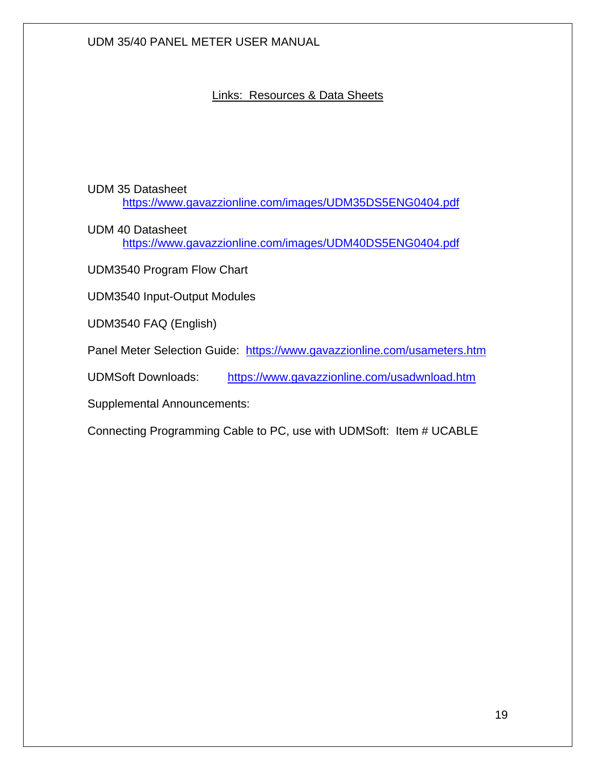## Links: Resources & Data Sheets

UDM 35 Datasheet
https://www.gavazzionline.com/images/UDM35DS5ENG0404.pdf

UDM 40 Datasheet
https://www.gavazzionline.com/images/UDM40DS5ENG0404.pdf

UDM3540 Program Flow Chart

UDM3540 Input-Output Modules

UDM3540 FAQ (English)

Panel Meter Selection Guide: https://www.gavazzionline.com/usameters.htm

UDMSoft Downloads: https://www.gavazzionline.com/usadwnload.htm

Supplemental Announcements:

Connecting Programming Cable to PC, use with UDMSoft: Item # UCABLE